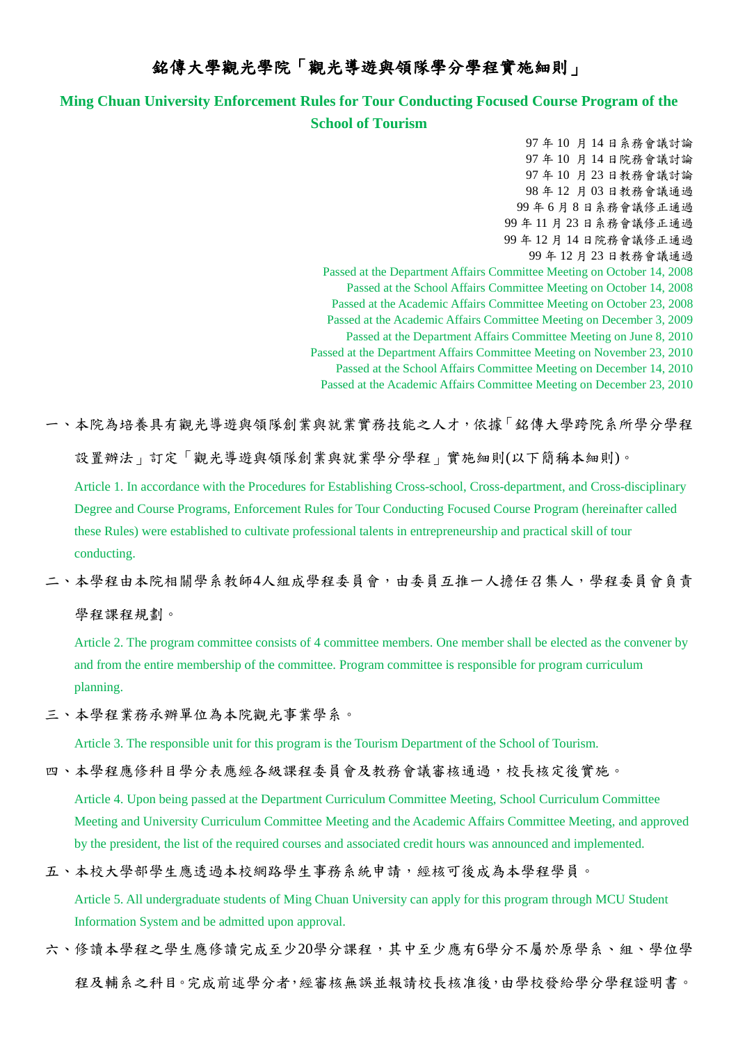# 銘傳大學觀光學院「觀光導遊與領隊學分學程實施細則」

**Ming Chuan University Enforcement Rules for Tour Conducting Focused Course Program of the School of Tourism**

97 年 10 月 14 日系務會議討論
97 年 10 月 14 日院務會議討論
97 年 10 月 23 日教務會議討論
98 年 12 月 03 日教務會議通過
99 年 6 月 8 日系務會議修正通過
99 年 11 月 23 日系務會議修正通過
99 年 12 月 14 日院務會議修正通過
99 年 12 月 23 日教務會議通過
Passed at the Department Affairs Committee Meeting on October 14, 2008
Passed at the School Affairs Committee Meeting on October 14, 2008
Passed at the Academic Affairs Committee Meeting on October 23, 2008
Passed at the Academic Affairs Committee Meeting on December 3, 2009
Passed at the Department Affairs Committee Meeting on June 8, 2010
Passed at the Department Affairs Committee Meeting on November 23, 2010
Passed at the School Affairs Committee Meeting on December 14, 2010
Passed at the Academic Affairs Committee Meeting on December 23, 2010

一、本院為培養具有觀光導遊與領隊創業與就業實務技能之人才，依據「銘傳大學跨院系所學分學程設置辦法」訂定「觀光導遊與領隊創業與就業學分學程」實施細則(以下簡稱本細則)。

Article 1. In accordance with the Procedures for Establishing Cross-school, Cross-department, and Cross-disciplinary Degree and Course Programs, Enforcement Rules for Tour Conducting Focused Course Program (hereinafter called these Rules) were established to cultivate professional talents in entrepreneurship and practical skill of tour conducting.

二、本學程由本院相關學系教師4人組成學程委員會，由委員互推一人擔任召集人，學程委員會負責學程課程規劃。

Article 2. The program committee consists of 4 committee members. One member shall be elected as the convener by and from the entire membership of the committee. Program committee is responsible for program curriculum planning.

三、本學程業務承辦單位為本院觀光事業學系。

Article 3. The responsible unit for this program is the Tourism Department of the School of Tourism.

四、本學程應修科目學分表應經各級課程委員會及教務會議審核通過，校長核定後實施。

Article 4. Upon being passed at the Department Curriculum Committee Meeting, School Curriculum Committee Meeting and University Curriculum Committee Meeting and the Academic Affairs Committee Meeting, and approved by the president, the list of the required courses and associated credit hours was announced and implemented.

五、本校大學部學生應透過本校網路學生事務系統申請，經核可後成為本學程學員。

Article 5. All undergraduate students of Ming Chuan University can apply for this program through MCU Student Information System and be admitted upon approval.

六、修讀本學程之學生應修讀完成至少20學分課程，其中至少應有6學分不屬於原學系、組、學位學程及輔系之科目。完成前述學分者，經審核無誤並報請校長核准後，由學校發給學分學程證明書。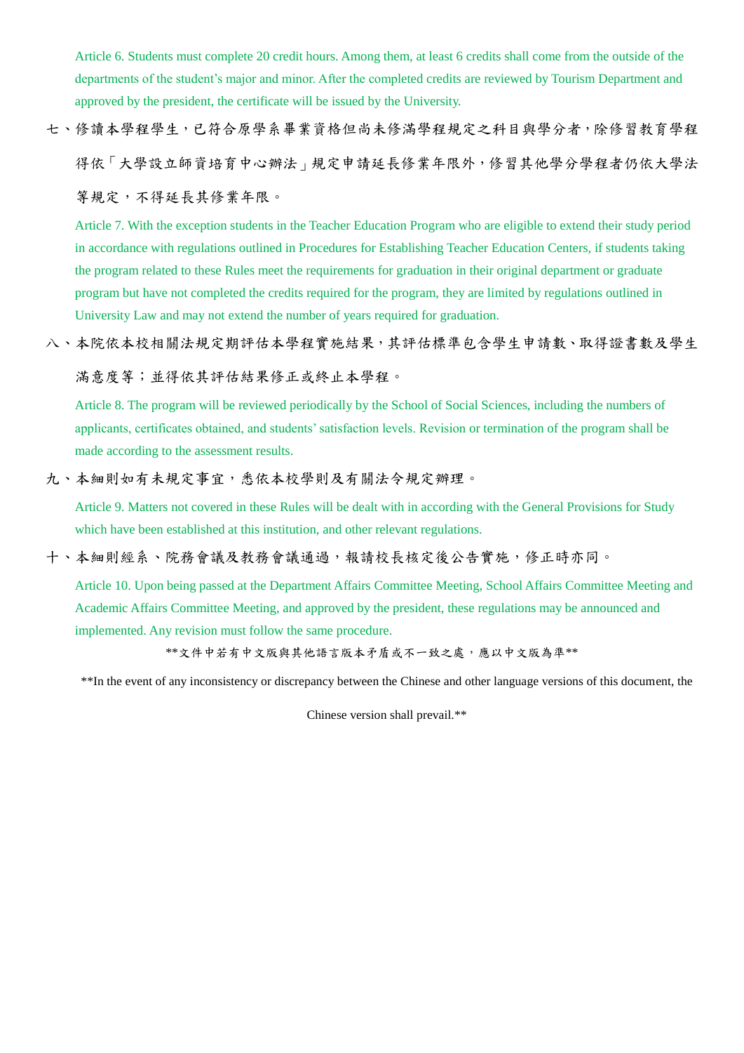Article 6. Students must complete 20 credit hours. Among them, at least 6 credits shall come from the outside of the departments of the student's major and minor. After the completed credits are reviewed by Tourism Department and approved by the president, the certificate will be issued by the University.

七、修讀本學程學生，已符合原學系畢業資格但尚未修滿學程規定之科目與學分者，除修習教育學程得依「大學設立師資培育中心辦法」規定申請延長修業年限外，修習其他學分學程者仍依大學法等規定，不得延長其修業年限。

Article 7. With the exception students in the Teacher Education Program who are eligible to extend their study period in accordance with regulations outlined in Procedures for Establishing Teacher Education Centers, if students taking the program related to these Rules meet the requirements for graduation in their original department or graduate program but have not completed the credits required for the program, they are limited by regulations outlined in University Law and may not extend the number of years required for graduation.

八、本院依本校相關法規定期評估本學程實施結果，其評估標準包含學生申請數、取得證書數及學生滿意度等；並得依其評估結果修正或終止本學程。

Article 8. The program will be reviewed periodically by the School of Social Sciences, including the numbers of applicants, certificates obtained, and students' satisfaction levels. Revision or termination of the program shall be made according to the assessment results.

九、本細則如有未規定事宜，悉依本校學則及有關法令規定辦理。

Article 9. Matters not covered in these Rules will be dealt with in according with the General Provisions for Study which have been established at this institution, and other relevant regulations.

十、本細則經系、院務會議及教務會議通過，報請校長核定後公告實施，修正時亦同。

Article 10. Upon being passed at the Department Affairs Committee Meeting, School Affairs Committee Meeting and Academic Affairs Committee Meeting, and approved by the president, these regulations may be announced and implemented. Any revision must follow the same procedure.

**文件中若有中文版與其他語言版本矛盾或不一致之處，應以中文版為準**

**In the event of any inconsistency or discrepancy between the Chinese and other language versions of this document, the Chinese version shall prevail.**